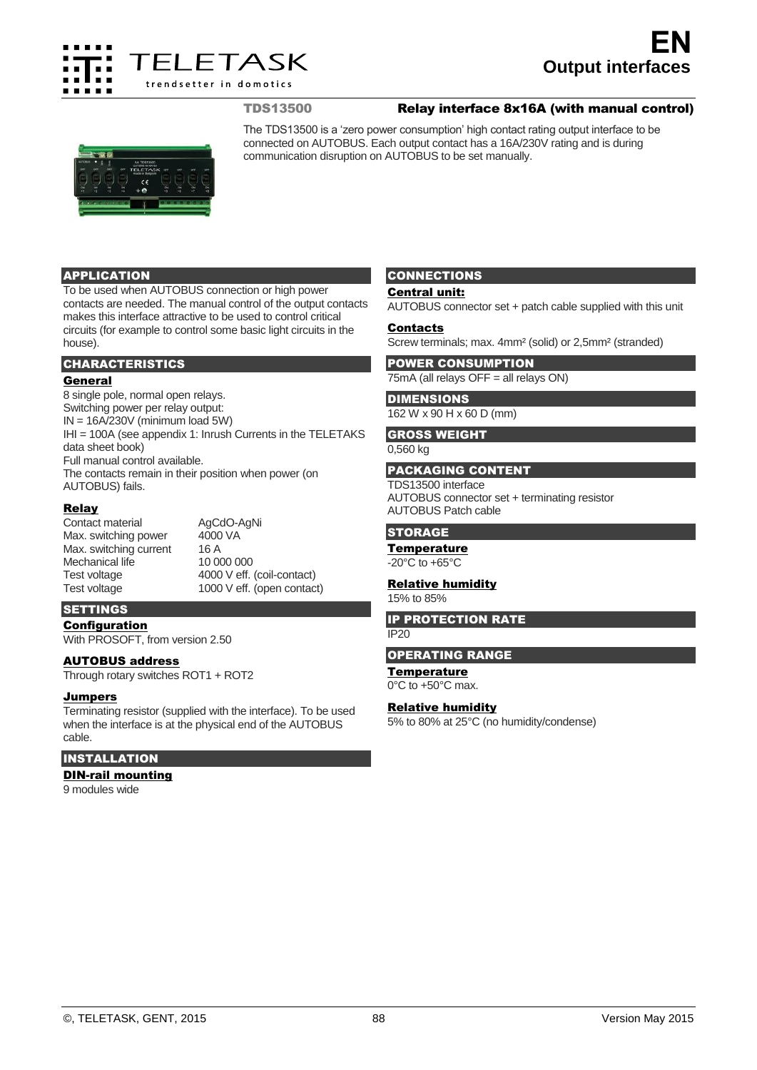# EN
## Output interfaces

### TDS13500 Relay interface 8x16A (with manual control)

The TDS13500 is a 'zero power consumption' high contact rating output interface to be connected on AUTOBUS. Each output contact has a 16A/230V rating and is during communication disruption on AUTOBUS to be set manually.

## APPLICATION

To be used when AUTOBUS connection or high power contacts are needed. The manual control of the output contacts makes this interface attractive to be used to control critical circuits (for example to control some basic light circuits in the house).

## CHARACTERISTICS

### General

8 single pole, normal open relays.
Switching power per relay output:
IN = 16A/230V (minimum load 5W)
IHI = 100A (see appendix 1: Inrush Currents in the TELETAKS data sheet book)
Full manual control available.
The contacts remain in their position when power (on AUTOBUS) fails.

### Relay

| | |
|---|---|
| Contact material | AgCdO-AgNi |
| Max. switching power | 4000 VA |
| Max. switching current | 16 A |
| Mechanical life | 10 000 000 |
| Test voltage | 4000 V eff. (coil-contact) |
| Test voltage | 1000 V eff. (open contact) |

## SETTINGS

### Configuration

With PROSOFT, from version 2.50

### AUTOBUS address

Through rotary switches ROT1 + ROT2

### Jumpers

Terminating resistor (supplied with the interface). To be used when the interface is at the physical end of the AUTOBUS cable.

## INSTALLATION

### DIN-rail mounting

9 modules wide

## CONNECTIONS

### Central unit:

AUTOBUS connector set + patch cable supplied with this unit

### Contacts

Screw terminals; max. 4mm² (solid) or 2,5mm² (stranded)

## POWER CONSUMPTION

75mA (all relays OFF = all relays ON)

## DIMENSIONS

162 W x 90 H x 60 D (mm)

## GROSS WEIGHT

0,560 kg

## PACKAGING CONTENT

TDS13500 interface
AUTOBUS connector set + terminating resistor
AUTOBUS Patch cable

## STORAGE

### Temperature

-20°C to +65°C

### Relative humidity

15% to 85%

## IP PROTECTION RATE

IP20

## OPERATING RANGE

### Temperature

0°C to +50°C max.

### Relative humidity

5% to 80% at 25°C (no humidity/condense)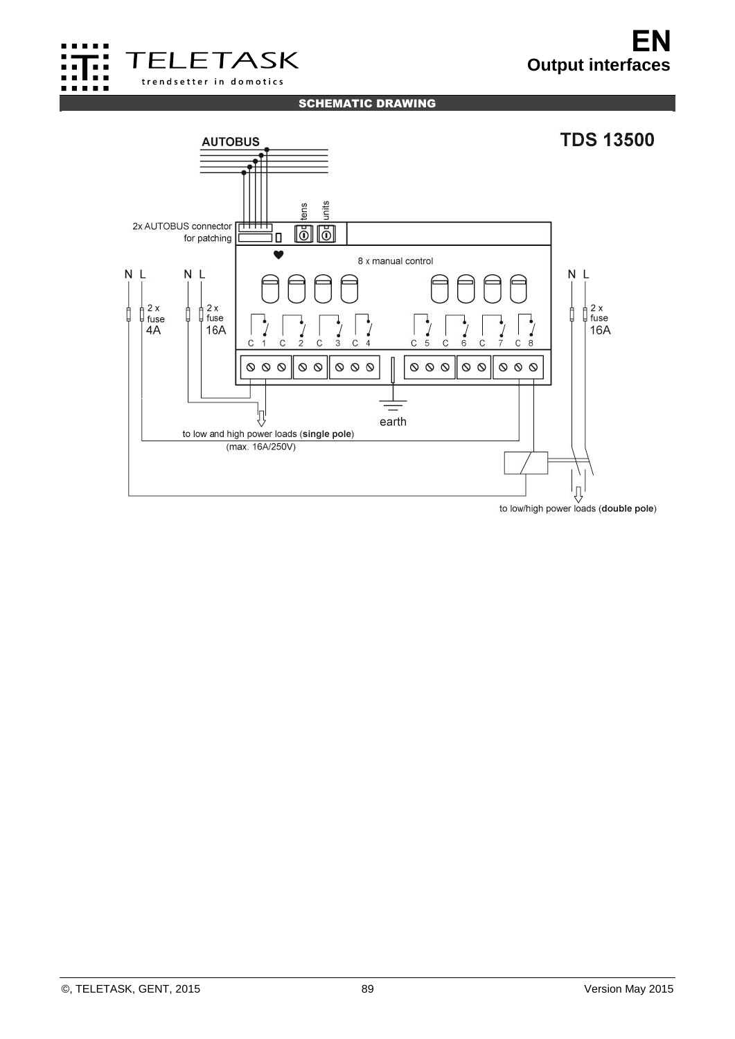## SCHEMATIC DRAWING

**TDS 13500**

AUTOBUS

2x AUTOBUS connector for patching

tens

units

8 x manual control

N L

2 x fuse 4A

N L

2 x fuse 16A

N L

2 x fuse 16A

C 1 C 2 C 3 C 4 C 5 C 6 C 7 C 8

earth

to low and high power loads (**single pole**)
(max. 16A/250V)

to low/high power loads (**double pole**)